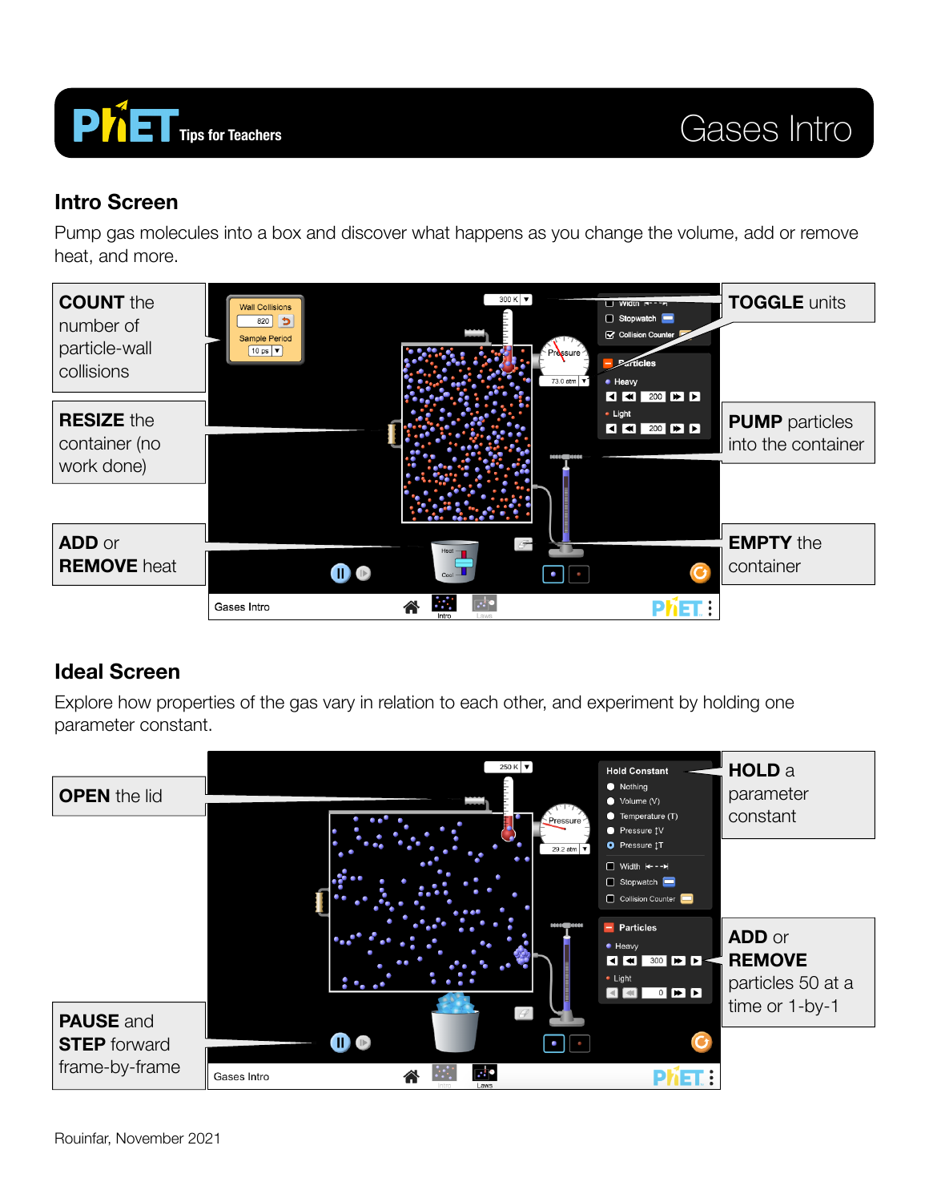# PhET Tips for Teachers — Gases Intro

## Intro Screen

Pump gas molecules into a box and discover what happens as you change the volume, add or remove heat, and more.

**COUNT** the number of particle-wall collisions

**TOGGLE** units

**RESIZE** the container (no work done)

**PUMP** particles into the container

**ADD** or **REMOVE** heat

**EMPTY** the container

## Ideal Screen

Explore how properties of the gas vary in relation to each other, and experiment by holding one parameter constant.

**OPEN** the lid

**HOLD** a parameter constant

**ADD** or **REMOVE** particles 50 at a time or 1-by-1

**PAUSE** and **STEP** forward frame-by-frame

Rouinfar, November 2021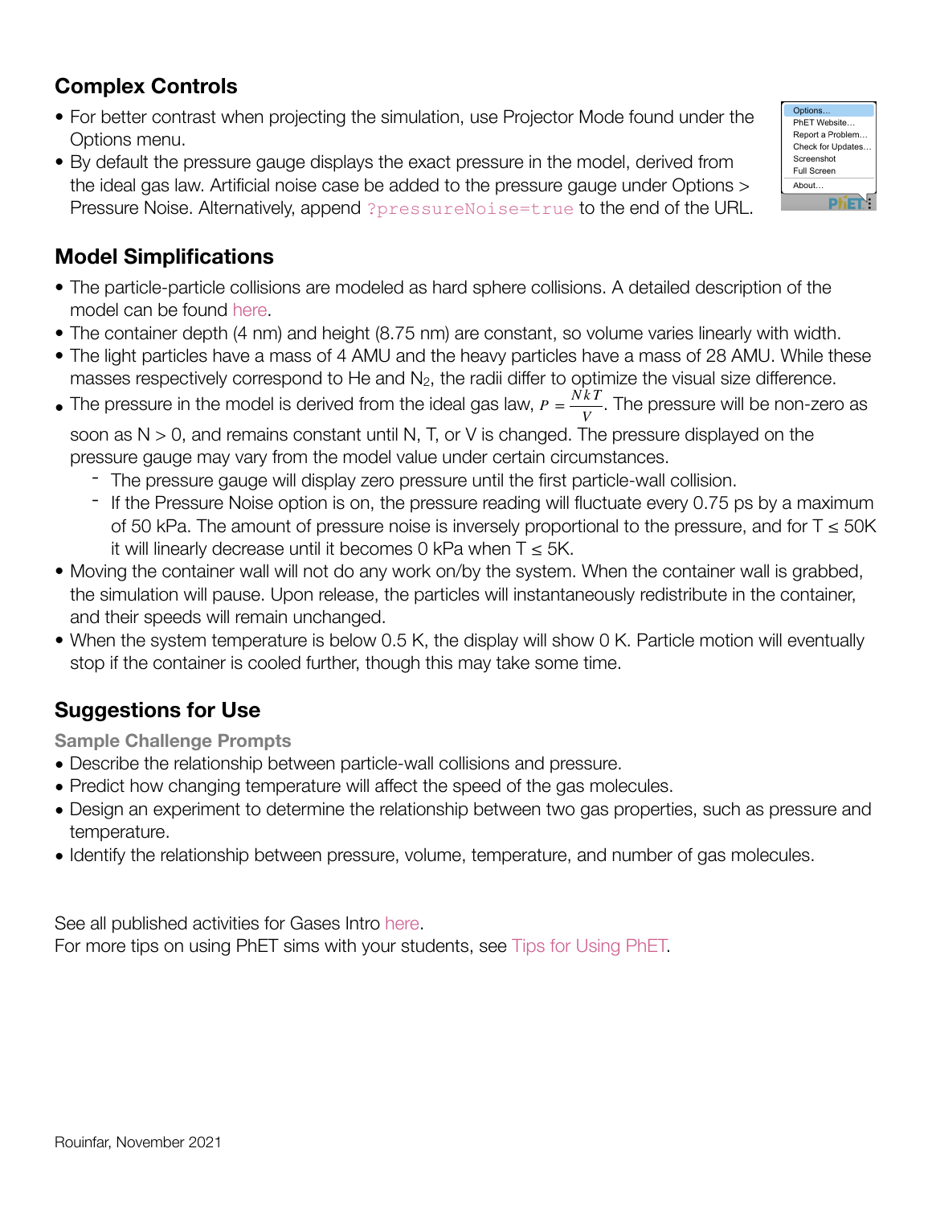## Complex Controls

- For better contrast when projecting the simulation, use Projector Mode found under the Options menu.
- By default the pressure gauge displays the exact pressure in the model, derived from the ideal gas law. Artificial noise case be added to the pressure gauge under Options > Pressure Noise. Alternatively, append `?pressureNoise=true` to the end of the URL.

## Model Simplifications

- The particle-particle collisions are modeled as hard sphere collisions. A detailed description of the model can be found here.
- The container depth (4 nm) and height (8.75 nm) are constant, so volume varies linearly with width.
- The light particles have a mass of 4 AMU and the heavy particles have a mass of 28 AMU. While these masses respectively correspond to He and $N_2$, the radii differ to optimize the visual size difference.
- The pressure in the model is derived from the ideal gas law, $P = \frac{NkT}{V}$. The pressure will be non-zero as soon as N > 0, and remains constant until N, T, or V is changed. The pressure displayed on the pressure gauge may vary from the model value under certain circumstances.
  - The pressure gauge will display zero pressure until the first particle-wall collision.
  - If the Pressure Noise option is on, the pressure reading will fluctuate every 0.75 ps by a maximum of 50 kPa. The amount of pressure noise is inversely proportional to the pressure, and for $T \leq 50$K it will linearly decrease until it becomes 0 kPa when $T \leq 5$K.
- Moving the container wall will not do any work on/by the system. When the container wall is grabbed, the simulation will pause. Upon release, the particles will instantaneously redistribute in the container, and their speeds will remain unchanged.
- When the system temperature is below 0.5 K, the display will show 0 K. Particle motion will eventually stop if the container is cooled further, though this may take some time.

## Suggestions for Use

### Sample Challenge Prompts

- Describe the relationship between particle-wall collisions and pressure.
- Predict how changing temperature will affect the speed of the gas molecules.
- Design an experiment to determine the relationship between two gas properties, such as pressure and temperature.
- Identify the relationship between pressure, volume, temperature, and number of gas molecules.

See all published activities for Gases Intro here.
For more tips on using PhET sims with your students, see Tips for Using PhET.

Rouinfar, November 2021